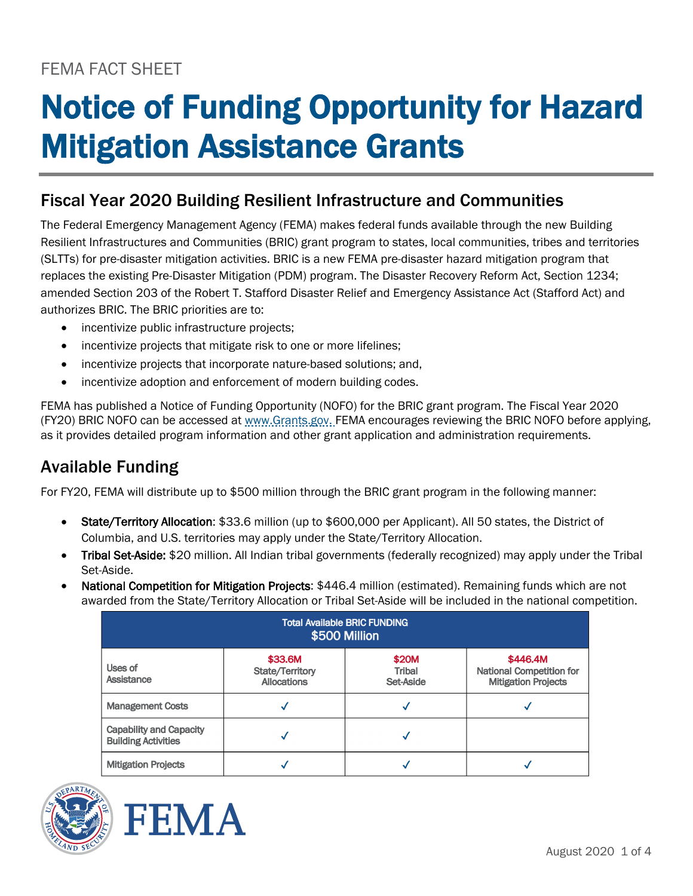FEMA FACT SHEET

# Notice of Funding Opportunity for Hazard Mitigation Assistance Grants

## Fiscal Year 2020 Building Resilient Infrastructure and Communities

The Federal Emergency Management Agency (FEMA) makes federal funds available through the new Building Resilient Infrastructures and Communities (BRIC) grant program to states, local communities, tribes and territories (SLTTs) for pre-disaster mitigation activities. BRIC is a new FEMA pre-disaster hazard mitigation program that replaces the existing Pre-Disaster Mitigation (PDM) program. The Disaster Recovery Reform Act, Section 1234; amended Section 203 of the Robert T. Stafford Disaster Relief and Emergency Assistance Act (Stafford Act) and authorizes BRIC. The BRIC priorities are to:

- incentivize public infrastructure projects;
- incentivize projects that mitigate risk to one or more lifelines;
- incentivize projects that incorporate nature-based solutions; and,
- incentivize adoption and enforcement of modern building codes.

FEMA has published a Notice of Funding Opportunity (NOFO) for the BRIC grant program. The Fiscal Year 2020 (FY20) BRIC NOFO can be accessed at www.Grants.gov. FEMA encourages reviewing the BRIC NOFO before applying, as it provides detailed program information and other grant application and administration requirements.

## Available Funding

For FY20, FEMA will distribute up to $500 million through the BRIC grant program in the following manner:

- **State/Territory Allocation**: $33.6 million (up to $600,000 per Applicant). All 50 states, the District of Columbia, and U.S. territories may apply under the State/Territory Allocation.
- **Tribal Set-Aside:** $20 million. All Indian tribal governments (federally recognized) may apply under the Tribal Set-Aside.
- **National Competition for Mitigation Projects**: $446.4 million (estimated). Remaining funds which are not awarded from the State/Territory Allocation or Tribal Set-Aside will be included in the national competition.

| Total Available BRIC FUNDING $500 Million | | | |
|---|---|---|---|
| Uses of Assistance | $33.6M State/Territory Allocations | $20M Tribal Set-Aside | $446.4M National Competition for Mitigation Projects |
| Management Costs | ✓ | ✓ | ✓ |
| Capability and Capacity Building Activities | ✓ | ✓ | |
| Mitigation Projects | ✓ | ✓ | ✓ |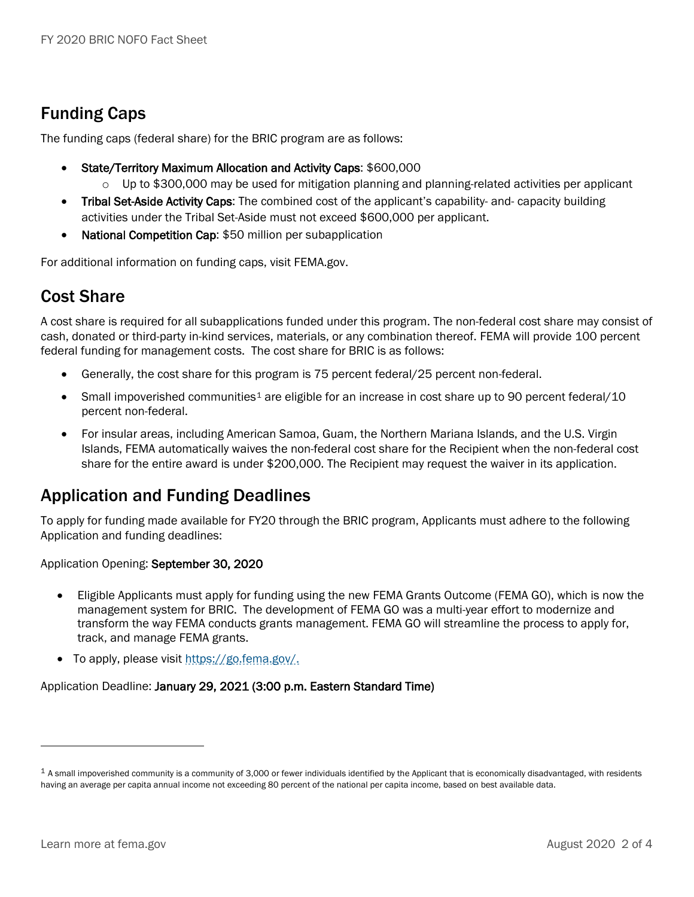## Funding Caps

The funding caps (federal share) for the BRIC program are as follows:

- **State/Territory Maximum Allocation and Activity Caps**: $600,000
  - Up to $300,000 may be used for mitigation planning and planning-related activities per applicant
- **Tribal Set-Aside Activity Caps**: The combined cost of the applicant's capability- and- capacity building activities under the Tribal Set-Aside must not exceed $600,000 per applicant.
- **National Competition Cap**: $50 million per subapplication

For additional information on funding caps, visit FEMA.gov.

## Cost Share

A cost share is required for all subapplications funded under this program. The non-federal cost share may consist of cash, donated or third-party in-kind services, materials, or any combination thereof. FEMA will provide 100 percent federal funding for management costs. The cost share for BRIC is as follows:

- Generally, the cost share for this program is 75 percent federal/25 percent non-federal.
- Small impoverished communities[1] are eligible for an increase in cost share up to 90 percent federal/10 percent non-federal.
- For insular areas, including American Samoa, Guam, the Northern Mariana Islands, and the U.S. Virgin Islands, FEMA automatically waives the non-federal cost share for the Recipient when the non-federal cost share for the entire award is under $200,000. The Recipient may request the waiver in its application.

## Application and Funding Deadlines

To apply for funding made available for FY20 through the BRIC program, Applicants must adhere to the following Application and funding deadlines:

Application Opening: **September 30, 2020**

- Eligible Applicants must apply for funding using the new FEMA Grants Outcome (FEMA GO), which is now the management system for BRIC. The development of FEMA GO was a multi-year effort to modernize and transform the way FEMA conducts grants management. FEMA GO will streamline the process to apply for, track, and manage FEMA grants.
- To apply, please visit https://go.fema.gov/.

Application Deadline: **January 29, 2021 (3:00 p.m. Eastern Standard Time)**

---

[1] A small impoverished community is a community of 3,000 or fewer individuals identified by the Applicant that is economically disadvantaged, with residents having an average per capita annual income not exceeding 80 percent of the national per capita income, based on best available data.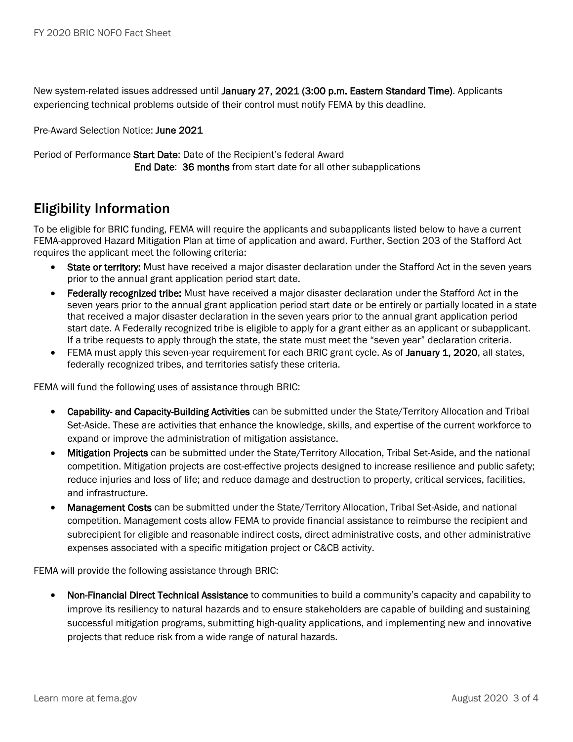New system-related issues addressed until **January 27, 2021 (3:00 p.m. Eastern Standard Time)**. Applicants experiencing technical problems outside of their control must notify FEMA by this deadline.

Pre-Award Selection Notice: **June 2021**

Period of Performance **Start Date**: Date of the Recipient's federal Award
**End Date**: **36 months** from start date for all other subapplications

## Eligibility Information

To be eligible for BRIC funding, FEMA will require the applicants and subapplicants listed below to have a current FEMA-approved Hazard Mitigation Plan at time of application and award. Further, Section 203 of the Stafford Act requires the applicant meet the following criteria:

- **State or territory:** Must have received a major disaster declaration under the Stafford Act in the seven years prior to the annual grant application period start date.
- **Federally recognized tribe:** Must have received a major disaster declaration under the Stafford Act in the seven years prior to the annual grant application period start date or be entirely or partially located in a state that received a major disaster declaration in the seven years prior to the annual grant application period start date. A Federally recognized tribe is eligible to apply for a grant either as an applicant or subapplicant. If a tribe requests to apply through the state, the state must meet the "seven year" declaration criteria.
- FEMA must apply this seven-year requirement for each BRIC grant cycle. As of **January 1, 2020**, all states, federally recognized tribes, and territories satisfy these criteria.

FEMA will fund the following uses of assistance through BRIC:

- **Capability- and Capacity-Building Activities** can be submitted under the State/Territory Allocation and Tribal Set-Aside. These are activities that enhance the knowledge, skills, and expertise of the current workforce to expand or improve the administration of mitigation assistance.
- **Mitigation Projects** can be submitted under the State/Territory Allocation, Tribal Set-Aside, and the national competition. Mitigation projects are cost-effective projects designed to increase resilience and public safety; reduce injuries and loss of life; and reduce damage and destruction to property, critical services, facilities, and infrastructure.
- **Management Costs** can be submitted under the State/Territory Allocation, Tribal Set-Aside, and national competition. Management costs allow FEMA to provide financial assistance to reimburse the recipient and subrecipient for eligible and reasonable indirect costs, direct administrative costs, and other administrative expenses associated with a specific mitigation project or C&CB activity.

FEMA will provide the following assistance through BRIC:

- **Non-Financial Direct Technical Assistance** to communities to build a community's capacity and capability to improve its resiliency to natural hazards and to ensure stakeholders are capable of building and sustaining successful mitigation programs, submitting high-quality applications, and implementing new and innovative projects that reduce risk from a wide range of natural hazards.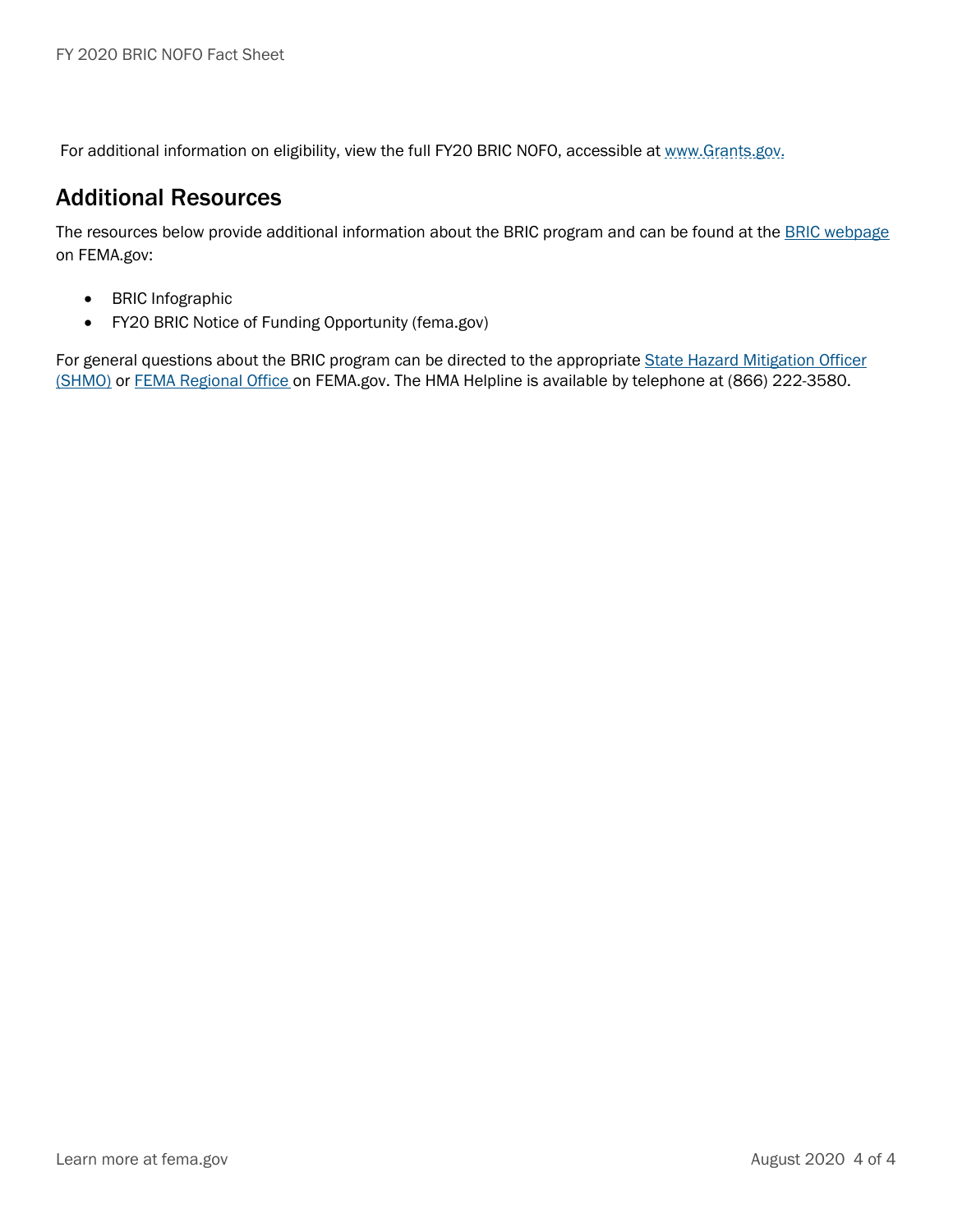For additional information on eligibility, view the full FY20 BRIC NOFO, accessible at [www.Grants.gov.](http://www.Grants.gov)

## Additional Resources

The resources below provide additional information about the BRIC program and can be found at the BRIC webpage on FEMA.gov:

- BRIC Infographic
- FY20 BRIC Notice of Funding Opportunity (fema.gov)

For general questions about the BRIC program can be directed to the appropriate State Hazard Mitigation Officer (SHMO) or FEMA Regional Office on FEMA.gov. The HMA Helpline is available by telephone at (866) 222-3580.